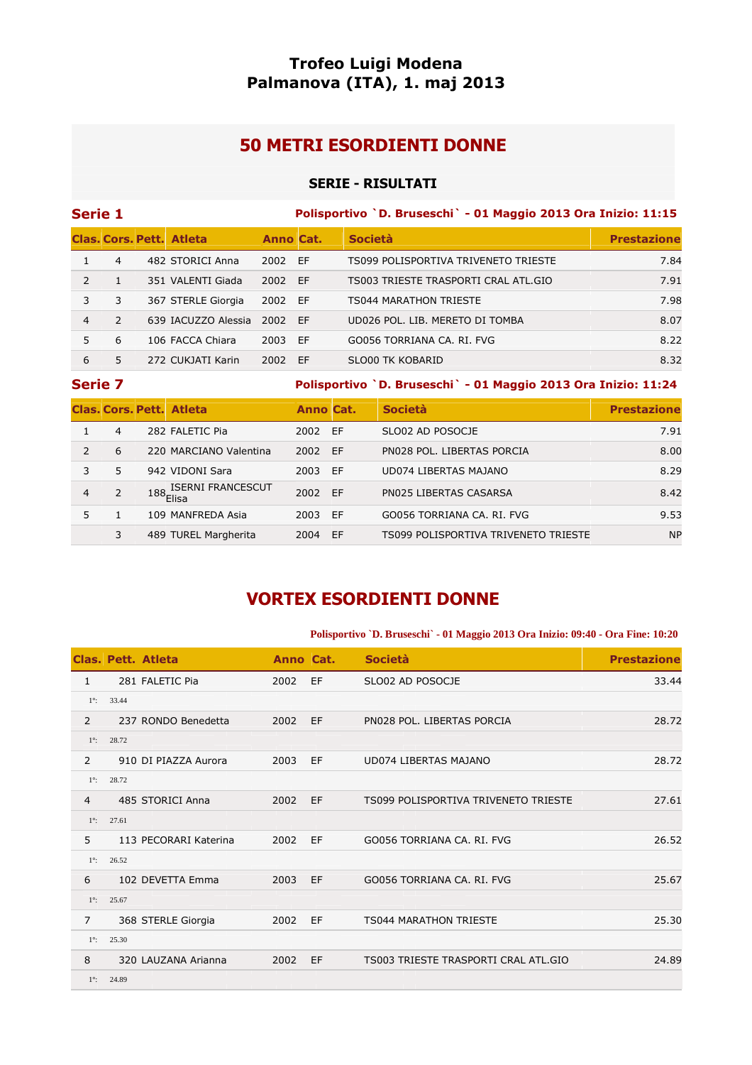# Trofeo Luigi Modena
# Palmanova (ITA), 1. maj 2013

## 50 METRI ESORDIENTI DONNE

### SERIE - RISULTATI

**Serie 1** — Polisportivo `D. Bruseschi` - 01 Maggio 2013 Ora Inizio: 11:15

| Clas. | Cors. | Pett. | Atleta | Anno | Cat. | Società | Prestazione |
|---|---|---|---|---|---|---|---|
| 1 | 4 | 482 | STORICI Anna | 2002 | EF | TS099 POLISPORTIVA TRIVENETO TRIESTE | 7.84 |
| 2 | 1 | 351 | VALENTI Giada | 2002 | EF | TS003 TRIESTE TRASPORTI CRAL ATL.GIO | 7.91 |
| 3 | 3 | 367 | STERLE Giorgia | 2002 | EF | TS044 MARATHON TRIESTE | 7.98 |
| 4 | 2 | 639 | IACUZZO Alessia | 2002 | EF | UD026 POL. LIB. MERETO DI TOMBA | 8.07 |
| 5 | 6 | 106 | FACCA Chiara | 2003 | EF | GO056 TORRIANA CA. RI. FVG | 8.22 |
| 6 | 5 | 272 | CUKJATI Karin | 2002 | EF | SLO00 TK KOBARID | 8.32 |

**Serie 7** — Polisportivo `D. Bruseschi` - 01 Maggio 2013 Ora Inizio: 11:24

| Clas. | Cors. | Pett. | Atleta | Anno | Cat. | Società | Prestazione |
|---|---|---|---|---|---|---|---|
| 1 | 4 | 282 | FALETIC Pia | 2002 | EF | SLO02 AD POSOCJE | 7.91 |
| 2 | 6 | 220 | MARCIANO Valentina | 2002 | EF | PN028 POL. LIBERTAS PORCIA | 8.00 |
| 3 | 5 | 942 | VIDONI Sara | 2003 | EF | UD074 LIBERTAS MAJANO | 8.29 |
| 4 | 2 | 188 | ISERNI FRANCESCUT Elisa | 2002 | EF | PN025 LIBERTAS CASARSA | 8.42 |
| 5 | 1 | 109 | MANFREDA Asia | 2003 | EF | GO056 TORRIANA CA. RI. FVG | 9.53 |
| | 3 | 489 | TUREL Margherita | 2004 | EF | TS099 POLISPORTIVA TRIVENETO TRIESTE | NP |

## VORTEX ESORDIENTI DONNE

Polisportivo `D. Bruseschi` - 01 Maggio 2013 Ora Inizio: 09:40 - Ora Fine: 10:20

| Clas. | Pett. | Atleta | Anno | Cat. | Società | Prestazione |
|---|---|---|---|---|---|---|
| 1 | 281 | FALETIC Pia | 2002 | EF | SLO02 AD POSOCJE | 33.44 |
| 1°: | 33.44 | | | | | |
| 2 | 237 | RONDO Benedetta | 2002 | EF | PN028 POL. LIBERTAS PORCIA | 28.72 |
| 1°: | 28.72 | | | | | |
| 2 | 910 | DI PIAZZA Aurora | 2003 | EF | UD074 LIBERTAS MAJANO | 28.72 |
| 1°: | 28.72 | | | | | |
| 4 | 485 | STORICI Anna | 2002 | EF | TS099 POLISPORTIVA TRIVENETO TRIESTE | 27.61 |
| 1°: | 27.61 | | | | | |
| 5 | 113 | PECORARI Katerina | 2002 | EF | GO056 TORRIANA CA. RI. FVG | 26.52 |
| 1°: | 26.52 | | | | | |
| 6 | 102 | DEVETTA Emma | 2003 | EF | GO056 TORRIANA CA. RI. FVG | 25.67 |
| 1°: | 25.67 | | | | | |
| 7 | 368 | STERLE Giorgia | 2002 | EF | TS044 MARATHON TRIESTE | 25.30 |
| 1°: | 25.30 | | | | | |
| 8 | 320 | LAUZANA Arianna | 2002 | EF | TS003 TRIESTE TRASPORTI CRAL ATL.GIO | 24.89 |
| 1°: | 24.89 | | | | | |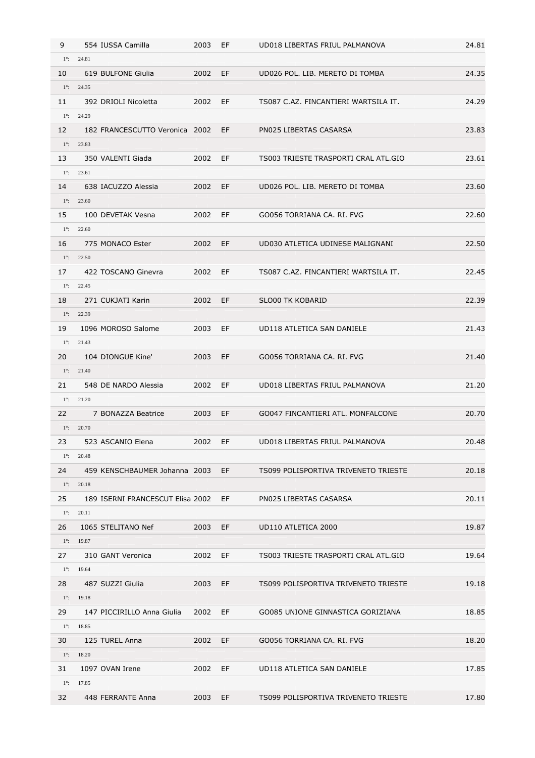| | | | | | |
|---|---|---|---|---|---|
| 9 | 554 IUSSA Camilla | 2003 | EF | UD018 LIBERTAS FRIUL PALMANOVA | 24.81 |
| 1°: 24.81 | | | | | |
| 10 | 619 BULFONE Giulia | 2002 | EF | UD026 POL. LIB. MERETO DI TOMBA | 24.35 |
| 1°: 24.35 | | | | | |
| 11 | 392 DRIOLI Nicoletta | 2002 | EF | TS087 C.AZ. FINCANTIERI WARTSILA IT. | 24.29 |
| 1°: 24.29 | | | | | |
| 12 | 182 FRANCESCUTTO Veronica | 2002 | EF | PN025 LIBERTAS CASARSA | 23.83 |
| 1°: 23.83 | | | | | |
| 13 | 350 VALENTI Giada | 2002 | EF | TS003 TRIESTE TRASPORTI CRAL ATL.GIO | 23.61 |
| 1°: 23.61 | | | | | |
| 14 | 638 IACUZZO Alessia | 2002 | EF | UD026 POL. LIB. MERETO DI TOMBA | 23.60 |
| 1°: 23.60 | | | | | |
| 15 | 100 DEVETAK Vesna | 2002 | EF | GO056 TORRIANA CA. RI. FVG | 22.60 |
| 1°: 22.60 | | | | | |
| 16 | 775 MONACO Ester | 2002 | EF | UD030 ATLETICA UDINESE MALIGNANI | 22.50 |
| 1°: 22.50 | | | | | |
| 17 | 422 TOSCANO Ginevra | 2002 | EF | TS087 C.AZ. FINCANTIERI WARTSILA IT. | 22.45 |
| 1°: 22.45 | | | | | |
| 18 | 271 CUKJATI Karin | 2002 | EF | SLO00 TK KOBARID | 22.39 |
| 1°: 22.39 | | | | | |
| 19 | 1096 MOROSO Salome | 2003 | EF | UD118 ATLETICA SAN DANIELE | 21.43 |
| 1°: 21.43 | | | | | |
| 20 | 104 DIONGUE Kine' | 2003 | EF | GO056 TORRIANA CA. RI. FVG | 21.40 |
| 1°: 21.40 | | | | | |
| 21 | 548 DE NARDO Alessia | 2002 | EF | UD018 LIBERTAS FRIUL PALMANOVA | 21.20 |
| 1°: 21.20 | | | | | |
| 22 | 7 BONAZZA Beatrice | 2003 | EF | GO047 FINCANTIERI ATL. MONFALCONE | 20.70 |
| 1°: 20.70 | | | | | |
| 23 | 523 ASCANIO Elena | 2002 | EF | UD018 LIBERTAS FRIUL PALMANOVA | 20.48 |
| 1°: 20.48 | | | | | |
| 24 | 459 KENSCHBAUMER Johanna | 2003 | EF | TS099 POLISPORTIVA TRIVENETO TRIESTE | 20.18 |
| 1°: 20.18 | | | | | |
| 25 | 189 ISERNI FRANCESCUT Elisa | 2002 | EF | PN025 LIBERTAS CASARSA | 20.11 |
| 1°: 20.11 | | | | | |
| 26 | 1065 STELITANO Nef | 2003 | EF | UD110 ATLETICA 2000 | 19.87 |
| 1°: 19.87 | | | | | |
| 27 | 310 GANT Veronica | 2002 | EF | TS003 TRIESTE TRASPORTI CRAL ATL.GIO | 19.64 |
| 1°: 19.64 | | | | | |
| 28 | 487 SUZZI Giulia | 2003 | EF | TS099 POLISPORTIVA TRIVENETO TRIESTE | 19.18 |
| 1°: 19.18 | | | | | |
| 29 | 147 PICCIRILLO Anna Giulia | 2002 | EF | GO085 UNIONE GINNASTICA GORIZIANA | 18.85 |
| 1°: 18.85 | | | | | |
| 30 | 125 TUREL Anna | 2002 | EF | GO056 TORRIANA CA. RI. FVG | 18.20 |
| 1°: 18.20 | | | | | |
| 31 | 1097 OVAN Irene | 2002 | EF | UD118 ATLETICA SAN DANIELE | 17.85 |
| 1°: 17.85 | | | | | |
| 32 | 448 FERRANTE Anna | 2003 | EF | TS099 POLISPORTIVA TRIVENETO TRIESTE | 17.80 |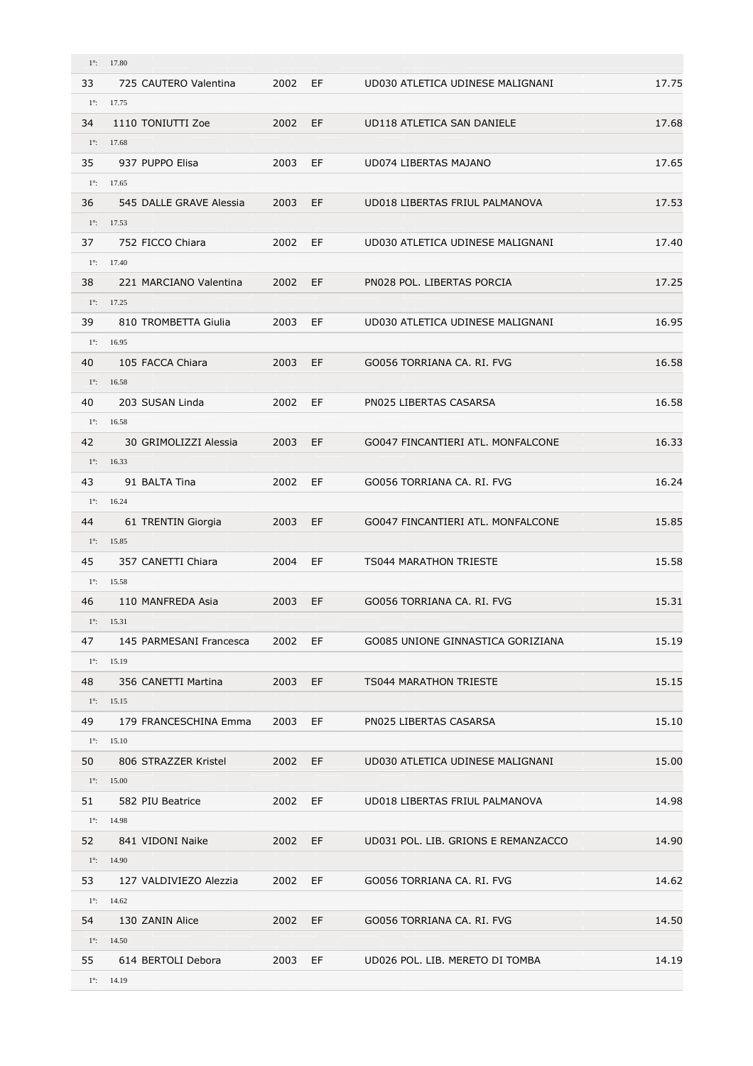| | | | | | |
|---|---|---|---|---|---|
| 1°: 17.80 | | | | | |
| 33 | 725 CAUTERO Valentina | 2002 | EF | UD030 ATLETICA UDINESE MALIGNANI | 17.75 |
| 1°: 17.75 | | | | | |
| 34 | 1110 TONIUTTI Zoe | 2002 | EF | UD118 ATLETICA SAN DANIELE | 17.68 |
| 1°: 17.68 | | | | | |
| 35 | 937 PUPPO Elisa | 2003 | EF | UD074 LIBERTAS MAJANO | 17.65 |
| 1°: 17.65 | | | | | |
| 36 | 545 DALLE GRAVE Alessia | 2003 | EF | UD018 LIBERTAS FRIUL PALMANOVA | 17.53 |
| 1°: 17.53 | | | | | |
| 37 | 752 FICCO Chiara | 2002 | EF | UD030 ATLETICA UDINESE MALIGNANI | 17.40 |
| 1°: 17.40 | | | | | |
| 38 | 221 MARCIANO Valentina | 2002 | EF | PN028 POL. LIBERTAS PORCIA | 17.25 |
| 1°: 17.25 | | | | | |
| 39 | 810 TROMBETTA Giulia | 2003 | EF | UD030 ATLETICA UDINESE MALIGNANI | 16.95 |
| 1°: 16.95 | | | | | |
| 40 | 105 FACCA Chiara | 2003 | EF | GO056 TORRIANA CA. RI. FVG | 16.58 |
| 1°: 16.58 | | | | | |
| 40 | 203 SUSAN Linda | 2002 | EF | PN025 LIBERTAS CASARSA | 16.58 |
| 1°: 16.58 | | | | | |
| 42 | 30 GRIMOLIZZI Alessia | 2003 | EF | GO047 FINCANTIERI ATL. MONFALCONE | 16.33 |
| 1°: 16.33 | | | | | |
| 43 | 91 BALTA Tina | 2002 | EF | GO056 TORRIANA CA. RI. FVG | 16.24 |
| 1°: 16.24 | | | | | |
| 44 | 61 TRENTIN Giorgia | 2003 | EF | GO047 FINCANTIERI ATL. MONFALCONE | 15.85 |
| 1°: 15.85 | | | | | |
| 45 | 357 CANETTI Chiara | 2004 | EF | TS044 MARATHON TRIESTE | 15.58 |
| 1°: 15.58 | | | | | |
| 46 | 110 MANFREDA Asia | 2003 | EF | GO056 TORRIANA CA. RI. FVG | 15.31 |
| 1°: 15.31 | | | | | |
| 47 | 145 PARMESANI Francesca | 2002 | EF | GO085 UNIONE GINNASTICA GORIZIANA | 15.19 |
| 1°: 15.19 | | | | | |
| 48 | 356 CANETTI Martina | 2003 | EF | TS044 MARATHON TRIESTE | 15.15 |
| 1°: 15.15 | | | | | |
| 49 | 179 FRANCESCHINA Emma | 2003 | EF | PN025 LIBERTAS CASARSA | 15.10 |
| 1°: 15.10 | | | | | |
| 50 | 806 STRAZZER Kristel | 2002 | EF | UD030 ATLETICA UDINESE MALIGNANI | 15.00 |
| 1°: 15.00 | | | | | |
| 51 | 582 PIU Beatrice | 2002 | EF | UD018 LIBERTAS FRIUL PALMANOVA | 14.98 |
| 1°: 14.98 | | | | | |
| 52 | 841 VIDONI Naike | 2002 | EF | UD031 POL. LIB. GRIONS E REMANZACCO | 14.90 |
| 1°: 14.90 | | | | | |
| 53 | 127 VALDIVIEZO Alezzia | 2002 | EF | GO056 TORRIANA CA. RI. FVG | 14.62 |
| 1°: 14.62 | | | | | |
| 54 | 130 ZANIN Alice | 2002 | EF | GO056 TORRIANA CA. RI. FVG | 14.50 |
| 1°: 14.50 | | | | | |
| 55 | 614 BERTOLI Debora | 2003 | EF | UD026 POL. LIB. MERETO DI TOMBA | 14.19 |
| 1°: 14.19 | | | | | |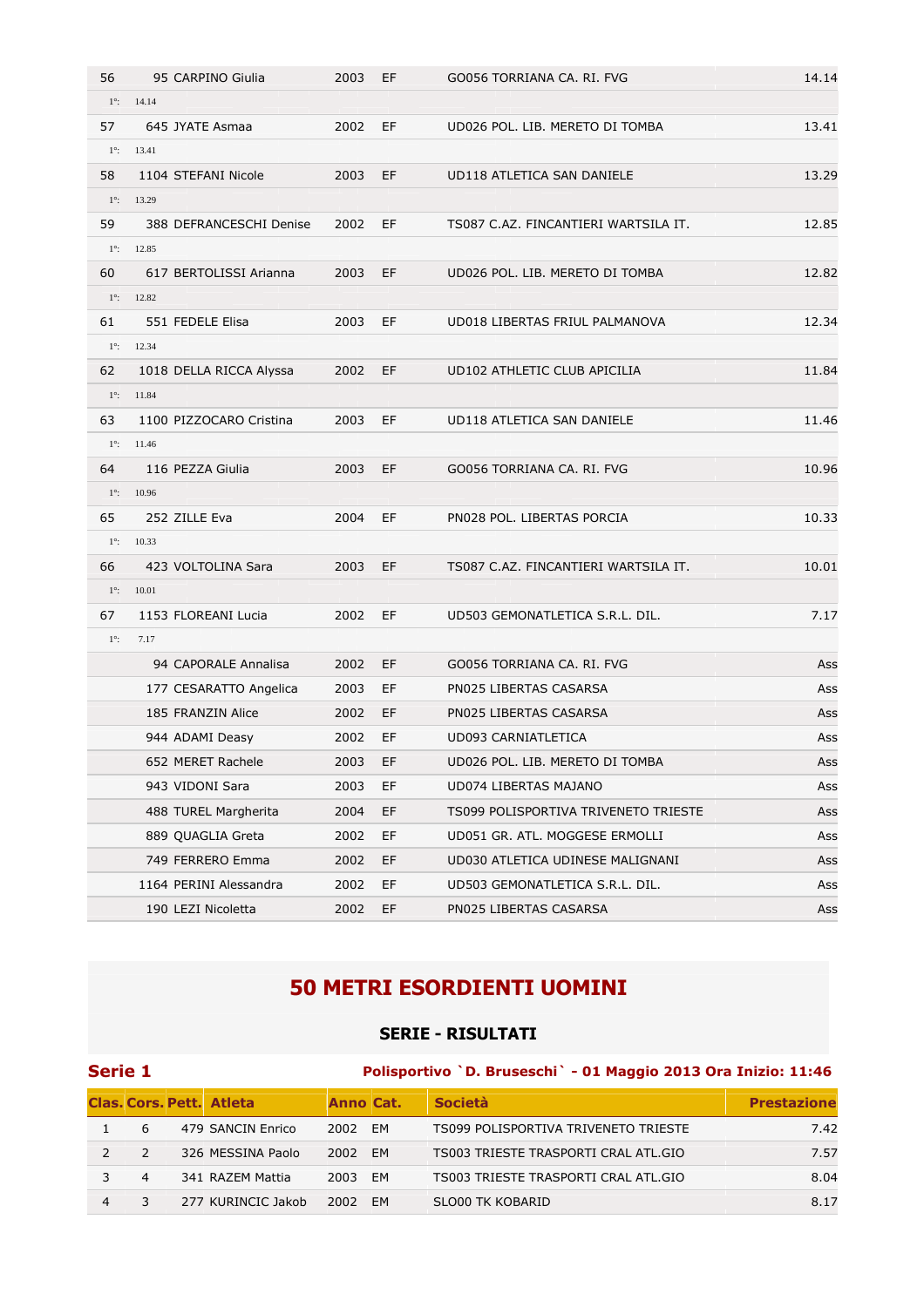| | | | | | |
|---|---|---|---|---|---|
| 56 | 95 CARPINO Giulia | 2003 | EF | GO056 TORRIANA CA. RI. FVG | 14.14 |
| 1°: | 14.14 | | | | |
| 57 | 645 JYATE Asmaa | 2002 | EF | UD026 POL. LIB. MERETO DI TOMBA | 13.41 |
| 1°: | 13.41 | | | | |
| 58 | 1104 STEFANI Nicole | 2003 | EF | UD118 ATLETICA SAN DANIELE | 13.29 |
| 1°: | 13.29 | | | | |
| 59 | 388 DEFRANCESCHI Denise | 2002 | EF | TS087 C.AZ. FINCANTIERI WARTSILA IT. | 12.85 |
| 1°: | 12.85 | | | | |
| 60 | 617 BERTOLISSI Arianna | 2003 | EF | UD026 POL. LIB. MERETO DI TOMBA | 12.82 |
| 1°: | 12.82 | | | | |
| 61 | 551 FEDELE Elisa | 2003 | EF | UD018 LIBERTAS FRIUL PALMANOVA | 12.34 |
| 1°: | 12.34 | | | | |
| 62 | 1018 DELLA RICCA Alyssa | 2002 | EF | UD102 ATHLETIC CLUB APICILIA | 11.84 |
| 1°: | 11.84 | | | | |
| 63 | 1100 PIZZOCARO Cristina | 2003 | EF | UD118 ATLETICA SAN DANIELE | 11.46 |
| 1°: | 11.46 | | | | |
| 64 | 116 PEZZA Giulia | 2003 | EF | GO056 TORRIANA CA. RI. FVG | 10.96 |
| 1°: | 10.96 | | | | |
| 65 | 252 ZILLE Eva | 2004 | EF | PN028 POL. LIBERTAS PORCIA | 10.33 |
| 1°: | 10.33 | | | | |
| 66 | 423 VOLTOLINA Sara | 2003 | EF | TS087 C.AZ. FINCANTIERI WARTSILA IT. | 10.01 |
| 1°: | 10.01 | | | | |
| 67 | 1153 FLOREANI Lucia | 2002 | EF | UD503 GEMONATLETICA S.R.L. DIL. | 7.17 |
| 1°: | 7.17 | | | | |
| | 94 CAPORALE Annalisa | 2002 | EF | GO056 TORRIANA CA. RI. FVG | Ass |
| | 177 CESARATTO Angelica | 2003 | EF | PN025 LIBERTAS CASARSA | Ass |
| | 185 FRANZIN Alice | 2002 | EF | PN025 LIBERTAS CASARSA | Ass |
| | 944 ADAMI Deasy | 2002 | EF | UD093 CARNIATLETICA | Ass |
| | 652 MERET Rachele | 2003 | EF | UD026 POL. LIB. MERETO DI TOMBA | Ass |
| | 943 VIDONI Sara | 2003 | EF | UD074 LIBERTAS MAJANO | Ass |
| | 488 TUREL Margherita | 2004 | EF | TS099 POLISPORTIVA TRIVENETO TRIESTE | Ass |
| | 889 QUAGLIA Greta | 2002 | EF | UD051 GR. ATL. MOGGESE ERMOLLI | Ass |
| | 749 FERRERO Emma | 2002 | EF | UD030 ATLETICA UDINESE MALIGNANI | Ass |
| | 1164 PERINI Alessandra | 2002 | EF | UD503 GEMONATLETICA S.R.L. DIL. | Ass |
| | 190 LEZI Nicoletta | 2002 | EF | PN025 LIBERTAS CASARSA | Ass |

# 50 METRI ESORDIENTI UOMINI

## SERIE - RISULTATI

**Serie 1** — **Polisportivo `D. Bruseschi` - 01 Maggio 2013 Ora Inizio: 11:46**

| Clas. | Cors. | Pett. | Atleta | Anno | Cat. | Società | Prestazione |
|---|---|---|---|---|---|---|---|
| 1 | 6 | 479 | SANCIN Enrico | 2002 | EM | TS099 POLISPORTIVA TRIVENETO TRIESTE | 7.42 |
| 2 | 2 | 326 | MESSINA Paolo | 2002 | EM | TS003 TRIESTE TRASPORTI CRAL ATL.GIO | 7.57 |
| 3 | 4 | 341 | RAZEM Mattia | 2003 | EM | TS003 TRIESTE TRASPORTI CRAL ATL.GIO | 8.04 |
| 4 | 3 | 277 | KURINCIC Jakob | 2002 | EM | SLO00 TK KOBARID | 8.17 |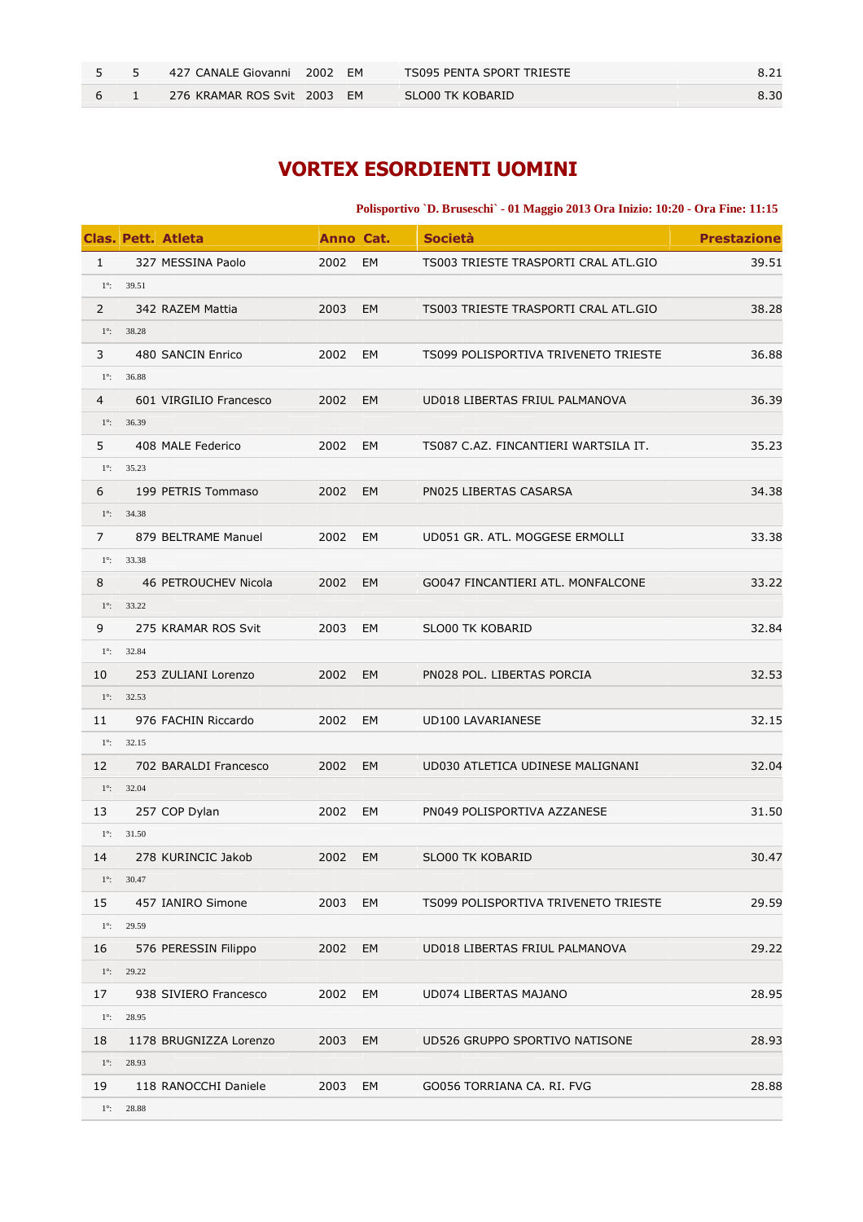| | | | | | | |
|---|---|---|---|---|---|---|
| 5 | 5 | 427 CANALE Giovanni | 2002 | EM | TS095 PENTA SPORT TRIESTE | 8.21 |
| 6 | 1 | 276 KRAMAR ROS Svit | 2003 | EM | SLO00 TK KOBARID | 8.30 |

## VORTEX ESORDIENTI UOMINI

**Polisportivo `D. Bruseschi` - 01 Maggio 2013 Ora Inizio: 10:20 - Ora Fine: 11:15**

| Clas. | Pett. | Atleta | Anno | Cat. | Società | Prestazione |
|---|---|---|---|---|---|---|
| 1 | 327 | MESSINA Paolo | 2002 | EM | TS003 TRIESTE TRASPORTI CRAL ATL.GIO | 39.51 |
| 1°: | 39.51 | | | | | |
| 2 | 342 | RAZEM Mattia | 2003 | EM | TS003 TRIESTE TRASPORTI CRAL ATL.GIO | 38.28 |
| 1°: | 38.28 | | | | | |
| 3 | 480 | SANCIN Enrico | 2002 | EM | TS099 POLISPORTIVA TRIVENETO TRIESTE | 36.88 |
| 1°: | 36.88 | | | | | |
| 4 | 601 | VIRGILIO Francesco | 2002 | EM | UD018 LIBERTAS FRIUL PALMANOVA | 36.39 |
| 1°: | 36.39 | | | | | |
| 5 | 408 | MALE Federico | 2002 | EM | TS087 C.AZ. FINCANTIERI WARTSILA IT. | 35.23 |
| 1°: | 35.23 | | | | | |
| 6 | 199 | PETRIS Tommaso | 2002 | EM | PN025 LIBERTAS CASARSA | 34.38 |
| 1°: | 34.38 | | | | | |
| 7 | 879 | BELTRAME Manuel | 2002 | EM | UD051 GR. ATL. MOGGESE ERMOLLI | 33.38 |
| 1°: | 33.38 | | | | | |
| 8 | 46 | PETROUCHEV Nicola | 2002 | EM | GO047 FINCANTIERI ATL. MONFALCONE | 33.22 |
| 1°: | 33.22 | | | | | |
| 9 | 275 | KRAMAR ROS Svit | 2003 | EM | SLO00 TK KOBARID | 32.84 |
| 1°: | 32.84 | | | | | |
| 10 | 253 | ZULIANI Lorenzo | 2002 | EM | PN028 POL. LIBERTAS PORCIA | 32.53 |
| 1°: | 32.53 | | | | | |
| 11 | 976 | FACHIN Riccardo | 2002 | EM | UD100 LAVARIANESE | 32.15 |
| 1°: | 32.15 | | | | | |
| 12 | 702 | BARALDI Francesco | 2002 | EM | UD030 ATLETICA UDINESE MALIGNANI | 32.04 |
| 1°: | 32.04 | | | | | |
| 13 | 257 | COP Dylan | 2002 | EM | PN049 POLISPORTIVA AZZANESE | 31.50 |
| 1°: | 31.50 | | | | | |
| 14 | 278 | KURINCIC Jakob | 2002 | EM | SLO00 TK KOBARID | 30.47 |
| 1°: | 30.47 | | | | | |
| 15 | 457 | IANIRO Simone | 2003 | EM | TS099 POLISPORTIVA TRIVENETO TRIESTE | 29.59 |
| 1°: | 29.59 | | | | | |
| 16 | 576 | PERESSIN Filippo | 2002 | EM | UD018 LIBERTAS FRIUL PALMANOVA | 29.22 |
| 1°: | 29.22 | | | | | |
| 17 | 938 | SIVIERO Francesco | 2002 | EM | UD074 LIBERTAS MAJANO | 28.95 |
| 1°: | 28.95 | | | | | |
| 18 | 1178 | BRUGNIZZA Lorenzo | 2003 | EM | UD526 GRUPPO SPORTIVO NATISONE | 28.93 |
| 1°: | 28.93 | | | | | |
| 19 | 118 | RANOCCHI Daniele | 2003 | EM | GO056 TORRIANA CA. RI. FVG | 28.88 |
| 1°: | 28.88 | | | | | |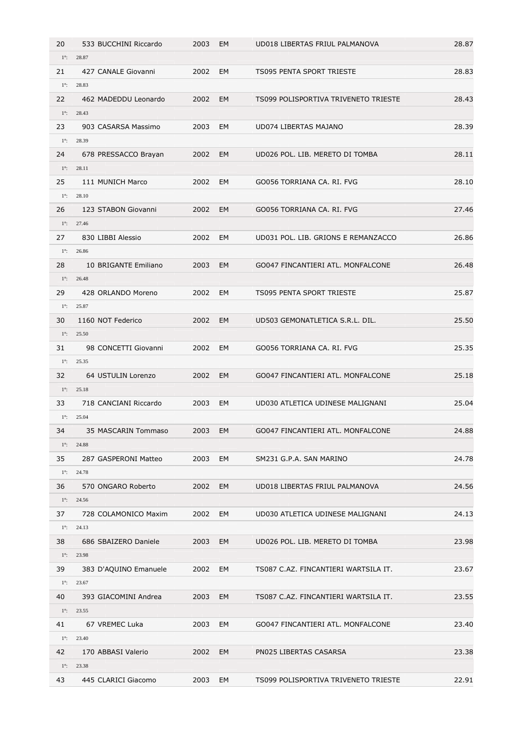| | | | | | |
|---|---|---|---|---|---|
| 20 | 533 BUCCHINI Riccardo | 2003 | EM | UD018 LIBERTAS FRIUL PALMANOVA | 28.87 |
| 1°: 28.87 | | | | | |
| 21 | 427 CANALE Giovanni | 2002 | EM | TS095 PENTA SPORT TRIESTE | 28.83 |
| 1°: 28.83 | | | | | |
| 22 | 462 MADEDDU Leonardo | 2002 | EM | TS099 POLISPORTIVA TRIVENETO TRIESTE | 28.43 |
| 1°: 28.43 | | | | | |
| 23 | 903 CASARSA Massimo | 2003 | EM | UD074 LIBERTAS MAJANO | 28.39 |
| 1°: 28.39 | | | | | |
| 24 | 678 PRESSACCO Brayan | 2002 | EM | UD026 POL. LIB. MERETO DI TOMBA | 28.11 |
| 1°: 28.11 | | | | | |
| 25 | 111 MUNICH Marco | 2002 | EM | GO056 TORRIANA CA. RI. FVG | 28.10 |
| 1°: 28.10 | | | | | |
| 26 | 123 STABON Giovanni | 2002 | EM | GO056 TORRIANA CA. RI. FVG | 27.46 |
| 1°: 27.46 | | | | | |
| 27 | 830 LIBBI Alessio | 2002 | EM | UD031 POL. LIB. GRIONS E REMANZACCO | 26.86 |
| 1°: 26.86 | | | | | |
| 28 | 10 BRIGANTE Emiliano | 2003 | EM | GO047 FINCANTIERI ATL. MONFALCONE | 26.48 |
| 1°: 26.48 | | | | | |
| 29 | 428 ORLANDO Moreno | 2002 | EM | TS095 PENTA SPORT TRIESTE | 25.87 |
| 1°: 25.87 | | | | | |
| 30 | 1160 NOT Federico | 2002 | EM | UD503 GEMONATLETICA S.R.L. DIL. | 25.50 |
| 1°: 25.50 | | | | | |
| 31 | 98 CONCETTI Giovanni | 2002 | EM | GO056 TORRIANA CA. RI. FVG | 25.35 |
| 1°: 25.35 | | | | | |
| 32 | 64 USTULIN Lorenzo | 2002 | EM | GO047 FINCANTIERI ATL. MONFALCONE | 25.18 |
| 1°: 25.18 | | | | | |
| 33 | 718 CANCIANI Riccardo | 2003 | EM | UD030 ATLETICA UDINESE MALIGNANI | 25.04 |
| 1°: 25.04 | | | | | |
| 34 | 35 MASCARIN Tommaso | 2003 | EM | GO047 FINCANTIERI ATL. MONFALCONE | 24.88 |
| 1°: 24.88 | | | | | |
| 35 | 287 GASPERONI Matteo | 2003 | EM | SM231 G.P.A. SAN MARINO | 24.78 |
| 1°: 24.78 | | | | | |
| 36 | 570 ONGARO Roberto | 2002 | EM | UD018 LIBERTAS FRIUL PALMANOVA | 24.56 |
| 1°: 24.56 | | | | | |
| 37 | 728 COLAMONICO Maxim | 2002 | EM | UD030 ATLETICA UDINESE MALIGNANI | 24.13 |
| 1°: 24.13 | | | | | |
| 38 | 686 SBAIZERO Daniele | 2003 | EM | UD026 POL. LIB. MERETO DI TOMBA | 23.98 |
| 1°: 23.98 | | | | | |
| 39 | 383 D'AQUINO Emanuele | 2002 | EM | TS087 C.AZ. FINCANTIERI WARTSILA IT. | 23.67 |
| 1°: 23.67 | | | | | |
| 40 | 393 GIACOMINI Andrea | 2003 | EM | TS087 C.AZ. FINCANTIERI WARTSILA IT. | 23.55 |
| 1°: 23.55 | | | | | |
| 41 | 67 VREMEC Luka | 2003 | EM | GO047 FINCANTIERI ATL. MONFALCONE | 23.40 |
| 1°: 23.40 | | | | | |
| 42 | 170 ABBASI Valerio | 2002 | EM | PN025 LIBERTAS CASARSA | 23.38 |
| 1°: 23.38 | | | | | |
| 43 | 445 CLARICI Giacomo | 2003 | EM | TS099 POLISPORTIVA TRIVENETO TRIESTE | 22.91 |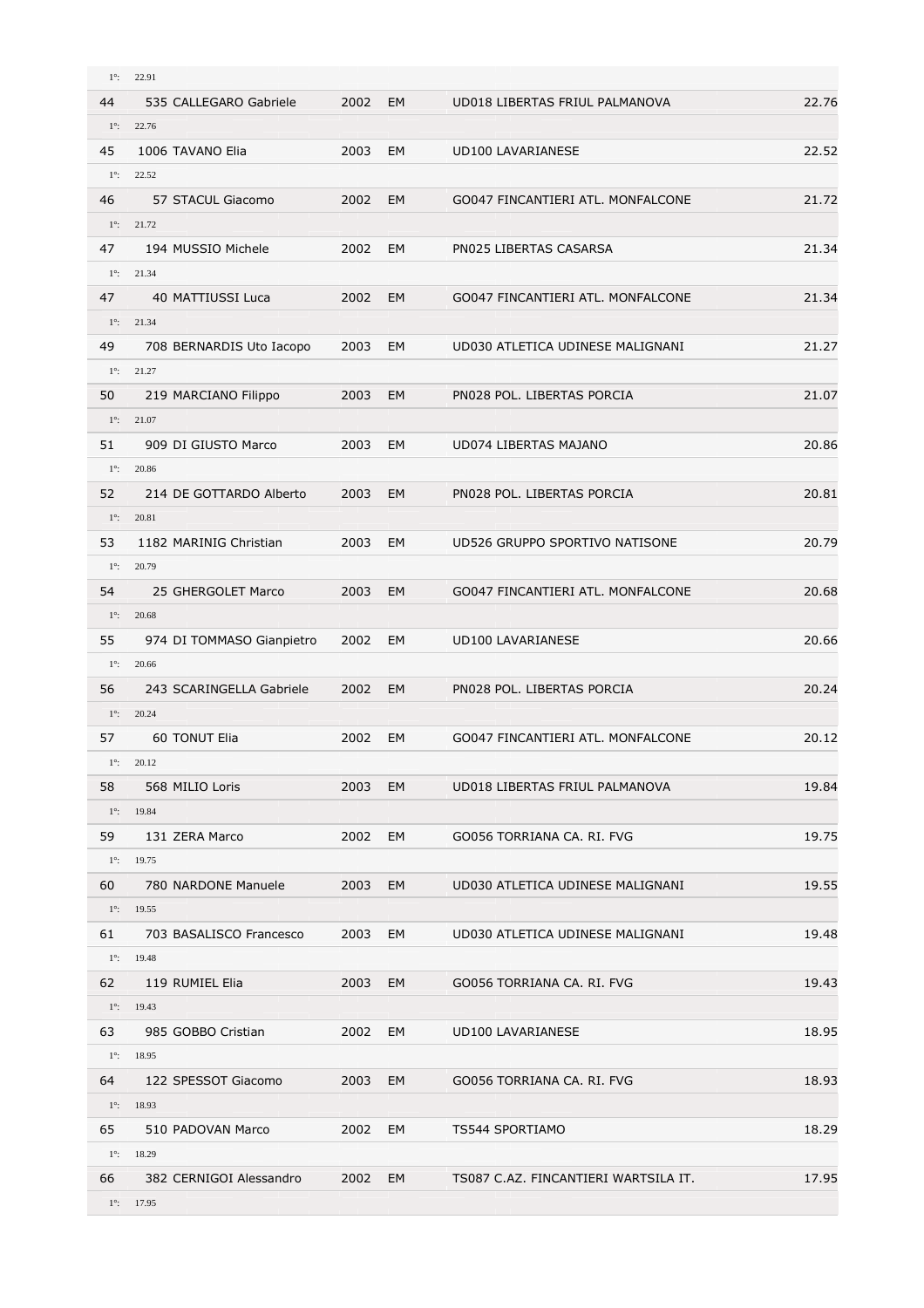1°: 22.91

| | | | | | | |
|---|---|---|---|---|---|---|
| 44 | 535 | CALLEGARO Gabriele | 2002 | EM | UD018 LIBERTAS FRIUL PALMANOVA | 22.76 |
| | 1°: 22.76 | | | | | |
| 45 | 1006 | TAVANO Elia | 2003 | EM | UD100 LAVARIANESE | 22.52 |
| | 1°: 22.52 | | | | | |
| 46 | 57 | STACUL Giacomo | 2002 | EM | GO047 FINCANTIERI ATL. MONFALCONE | 21.72 |
| | 1°: 21.72 | | | | | |
| 47 | 194 | MUSSIO Michele | 2002 | EM | PN025 LIBERTAS CASARSA | 21.34 |
| | 1°: 21.34 | | | | | |
| 47 | 40 | MATTIUSSI Luca | 2002 | EM | GO047 FINCANTIERI ATL. MONFALCONE | 21.34 |
| | 1°: 21.34 | | | | | |
| 49 | 708 | BERNARDIS Uto Iacopo | 2003 | EM | UD030 ATLETICA UDINESE MALIGNANI | 21.27 |
| | 1°: 21.27 | | | | | |
| 50 | 219 | MARCIANO Filippo | 2003 | EM | PN028 POL. LIBERTAS PORCIA | 21.07 |
| | 1°: 21.07 | | | | | |
| 51 | 909 | DI GIUSTO Marco | 2003 | EM | UD074 LIBERTAS MAJANO | 20.86 |
| | 1°: 20.86 | | | | | |
| 52 | 214 | DE GOTTARDO Alberto | 2003 | EM | PN028 POL. LIBERTAS PORCIA | 20.81 |
| | 1°: 20.81 | | | | | |
| 53 | 1182 | MARINIG Christian | 2003 | EM | UD526 GRUPPO SPORTIVO NATISONE | 20.79 |
| | 1°: 20.79 | | | | | |
| 54 | 25 | GHERGOLET Marco | 2003 | EM | GO047 FINCANTIERI ATL. MONFALCONE | 20.68 |
| | 1°: 20.68 | | | | | |
| 55 | 974 | DI TOMMASO Gianpietro | 2002 | EM | UD100 LAVARIANESE | 20.66 |
| | 1°: 20.66 | | | | | |
| 56 | 243 | SCARINGELLA Gabriele | 2002 | EM | PN028 POL. LIBERTAS PORCIA | 20.24 |
| | 1°: 20.24 | | | | | |
| 57 | 60 | TONUT Elia | 2002 | EM | GO047 FINCANTIERI ATL. MONFALCONE | 20.12 |
| | 1°: 20.12 | | | | | |
| 58 | 568 | MILIO Loris | 2003 | EM | UD018 LIBERTAS FRIUL PALMANOVA | 19.84 |
| | 1°: 19.84 | | | | | |
| 59 | 131 | ZERA Marco | 2002 | EM | GO056 TORRIANA CA. RI. FVG | 19.75 |
| | 1°: 19.75 | | | | | |
| 60 | 780 | NARDONE Manuele | 2003 | EM | UD030 ATLETICA UDINESE MALIGNANI | 19.55 |
| | 1°: 19.55 | | | | | |
| 61 | 703 | BASALISCO Francesco | 2003 | EM | UD030 ATLETICA UDINESE MALIGNANI | 19.48 |
| | 1°: 19.48 | | | | | |
| 62 | 119 | RUMIEL Elia | 2003 | EM | GO056 TORRIANA CA. RI. FVG | 19.43 |
| | 1°: 19.43 | | | | | |
| 63 | 985 | GOBBO Cristian | 2002 | EM | UD100 LAVARIANESE | 18.95 |
| | 1°: 18.95 | | | | | |
| 64 | 122 | SPESSOT Giacomo | 2003 | EM | GO056 TORRIANA CA. RI. FVG | 18.93 |
| | 1°: 18.93 | | | | | |
| 65 | 510 | PADOVAN Marco | 2002 | EM | TS544 SPORTIAMO | 18.29 |
| | 1°: 18.29 | | | | | |
| 66 | 382 | CERNIGOI Alessandro | 2002 | EM | TS087 C.AZ. FINCANTIERI WARTSILA IT. | 17.95 |
| | 1°: 17.95 | | | | | |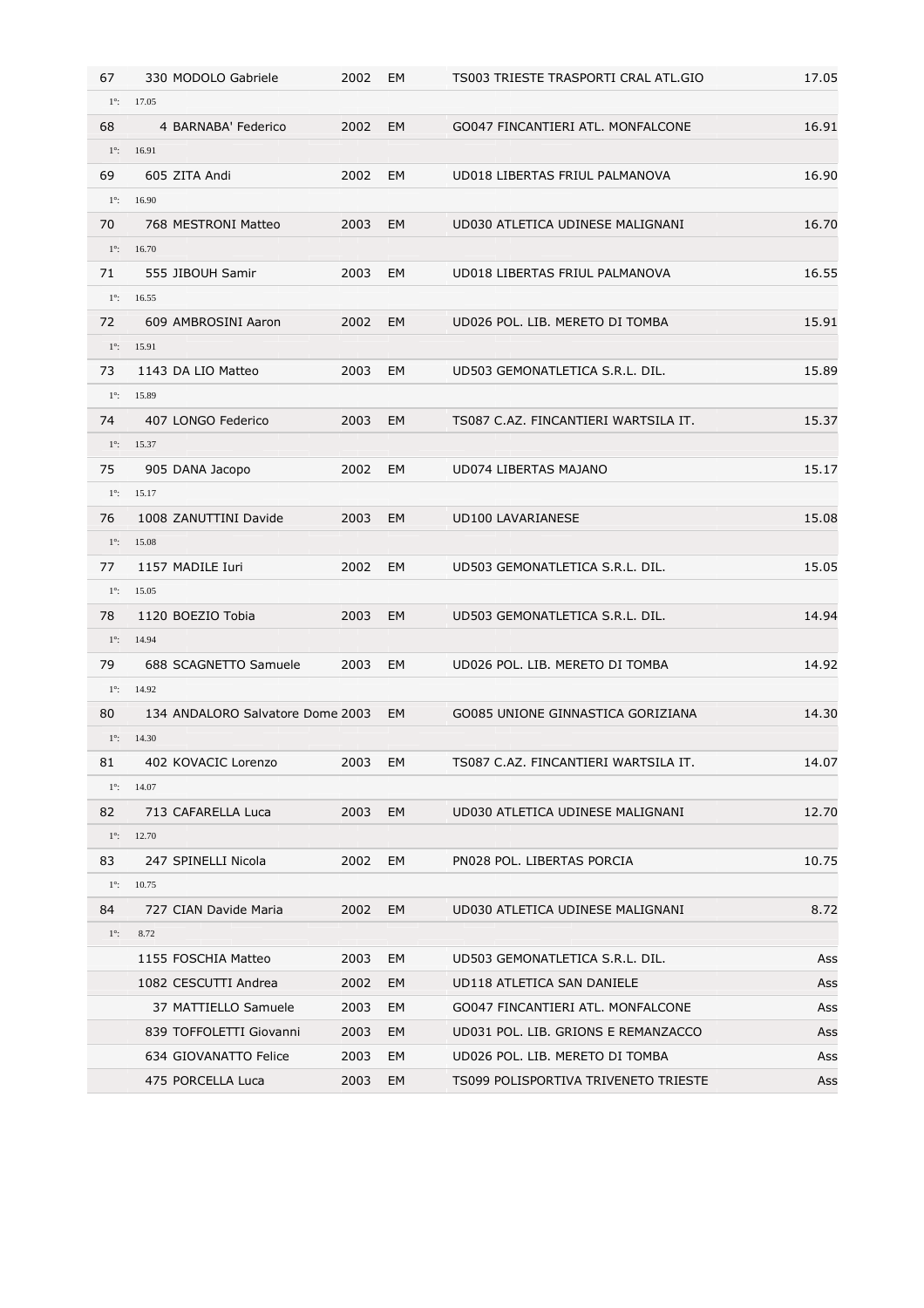| | | | | | |
|---|---|---|---|---|---|
| 67 | 330 MODOLO Gabriele | 2002 | EM | TS003 TRIESTE TRASPORTI CRAL ATL.GIO | 17.05 |
| 1°: | 17.05 | | | | |
| 68 | 4 BARNABA' Federico | 2002 | EM | GO047 FINCANTIERI ATL. MONFALCONE | 16.91 |
| 1°: | 16.91 | | | | |
| 69 | 605 ZITA Andi | 2002 | EM | UD018 LIBERTAS FRIUL PALMANOVA | 16.90 |
| 1°: | 16.90 | | | | |
| 70 | 768 MESTRONI Matteo | 2003 | EM | UD030 ATLETICA UDINESE MALIGNANI | 16.70 |
| 1°: | 16.70 | | | | |
| 71 | 555 JIBOUH Samir | 2003 | EM | UD018 LIBERTAS FRIUL PALMANOVA | 16.55 |
| 1°: | 16.55 | | | | |
| 72 | 609 AMBROSINI Aaron | 2002 | EM | UD026 POL. LIB. MERETO DI TOMBA | 15.91 |
| 1°: | 15.91 | | | | |
| 73 | 1143 DA LIO Matteo | 2003 | EM | UD503 GEMONATLETICA S.R.L. DIL. | 15.89 |
| 1°: | 15.89 | | | | |
| 74 | 407 LONGO Federico | 2003 | EM | TS087 C.AZ. FINCANTIERI WARTSILA IT. | 15.37 |
| 1°: | 15.37 | | | | |
| 75 | 905 DANA Jacopo | 2002 | EM | UD074 LIBERTAS MAJANO | 15.17 |
| 1°: | 15.17 | | | | |
| 76 | 1008 ZANUTTINI Davide | 2003 | EM | UD100 LAVARIANESE | 15.08 |
| 1°: | 15.08 | | | | |
| 77 | 1157 MADILE Iuri | 2002 | EM | UD503 GEMONATLETICA S.R.L. DIL. | 15.05 |
| 1°: | 15.05 | | | | |
| 78 | 1120 BOEZIO Tobia | 2003 | EM | UD503 GEMONATLETICA S.R.L. DIL. | 14.94 |
| 1°: | 14.94 | | | | |
| 79 | 688 SCAGNETTO Samuele | 2003 | EM | UD026 POL. LIB. MERETO DI TOMBA | 14.92 |
| 1°: | 14.92 | | | | |
| 80 | 134 ANDALORO Salvatore Dome | 2003 | EM | GO085 UNIONE GINNASTICA GORIZIANA | 14.30 |
| 1°: | 14.30 | | | | |
| 81 | 402 KOVACIC Lorenzo | 2003 | EM | TS087 C.AZ. FINCANTIERI WARTSILA IT. | 14.07 |
| 1°: | 14.07 | | | | |
| 82 | 713 CAFARELLA Luca | 2003 | EM | UD030 ATLETICA UDINESE MALIGNANI | 12.70 |
| 1°: | 12.70 | | | | |
| 83 | 247 SPINELLI Nicola | 2002 | EM | PN028 POL. LIBERTAS PORCIA | 10.75 |
| 1°: | 10.75 | | | | |
| 84 | 727 CIAN Davide Maria | 2002 | EM | UD030 ATLETICA UDINESE MALIGNANI | 8.72 |
| 1°: | 8.72 | | | | |
| | 1155 FOSCHIA Matteo | 2003 | EM | UD503 GEMONATLETICA S.R.L. DIL. | Ass |
| | 1082 CESCUTTI Andrea | 2002 | EM | UD118 ATLETICA SAN DANIELE | Ass |
| | 37 MATTIELLO Samuele | 2003 | EM | GO047 FINCANTIERI ATL. MONFALCONE | Ass |
| | 839 TOFFOLETTI Giovanni | 2003 | EM | UD031 POL. LIB. GRIONS E REMANZACCO | Ass |
| | 634 GIOVANATTO Felice | 2003 | EM | UD026 POL. LIB. MERETO DI TOMBA | Ass |
| | 475 PORCELLA Luca | 2003 | EM | TS099 POLISPORTIVA TRIVENETO TRIESTE | Ass |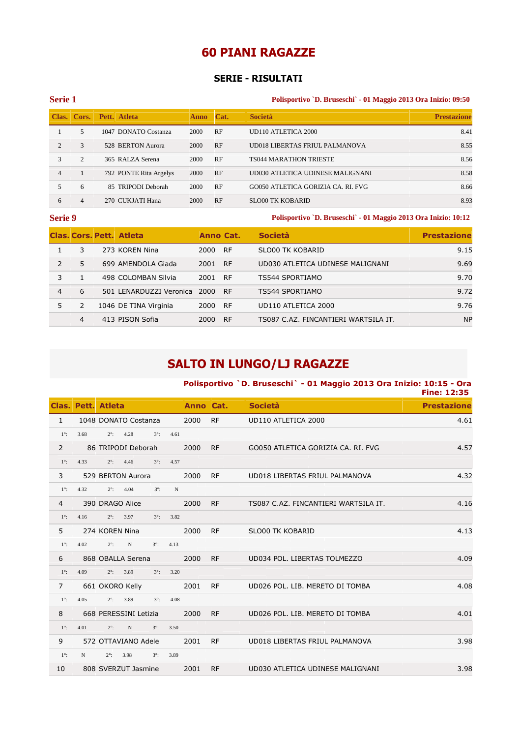# 60 PIANI RAGAZZE

## SERIE - RISULTATI

**Serie 1** — Polisportivo `D. Bruseschi` - 01 Maggio 2013 Ora Inizio: 09:50

| Clas. | Cors. | Pett. | Atleta | Anno | Cat. | Società | Prestazione |
|---|---|---|---|---|---|---|---|
| 1 | 5 | 1047 | DONATO Costanza | 2000 | RF | UD110 ATLETICA 2000 | 8.41 |
| 2 | 3 | 528 | BERTON Aurora | 2000 | RF | UD018 LIBERTAS FRIUL PALMANOVA | 8.55 |
| 3 | 2 | 365 | RALZA Serena | 2000 | RF | TS044 MARATHON TRIESTE | 8.56 |
| 4 | 1 | 792 | PONTE Rita Argelys | 2000 | RF | UD030 ATLETICA UDINESE MALIGNANI | 8.58 |
| 5 | 6 | 85 | TRIPODI Deborah | 2000 | RF | GO050 ATLETICA GORIZIA CA. RI. FVG | 8.66 |
| 6 | 4 | 270 | CUKJATI Hana | 2000 | RF | SLO00 TK KOBARID | 8.93 |

**Serie 9** — Polisportivo `D. Bruseschi` - 01 Maggio 2013 Ora Inizio: 10:12

| Clas. | Cors. | Pett. | Atleta | Anno | Cat. | Società | Prestazione |
|---|---|---|---|---|---|---|---|
| 1 | 3 | 273 | KOREN Nina | 2000 | RF | SLO00 TK KOBARID | 9.15 |
| 2 | 5 | 699 | AMENDOLA Giada | 2001 | RF | UD030 ATLETICA UDINESE MALIGNANI | 9.69 |
| 3 | 1 | 498 | COLOMBAN Silvia | 2001 | RF | TS544 SPORTIAMO | 9.70 |
| 4 | 6 | 501 | LENARDUZZI Veronica | 2000 | RF | TS544 SPORTIAMO | 9.72 |
| 5 | 2 | 1046 | DE TINA Virginia | 2000 | RF | UD110 ATLETICA 2000 | 9.76 |
|  | 4 | 413 | PISON Sofia | 2000 | RF | TS087 C.AZ. FINCANTIERI WARTSILA IT. | NP |

# SALTO IN LUNGO/LJ RAGAZZE

**Polisportivo `D. Bruseschi` - 01 Maggio 2013 Ora Inizio: 10:15 - Ora Fine: 12:35**

| Clas. | Pett. | Atleta | Anno | Cat. | Società | Prestazione |
|---|---|---|---|---|---|---|
| 1 | 1048 | DONATO Costanza | 2000 | RF | UD110 ATLETICA 2000 | 4.61 |
| | 1°: 3.68 | 2°: 4.28 | 3°: 4.61 | | | |
| 2 | 86 | TRIPODI Deborah | 2000 | RF | GO050 ATLETICA GORIZIA CA. RI. FVG | 4.57 |
| | 1°: 4.33 | 2°: 4.46 | 3°: 4.57 | | | |
| 3 | 529 | BERTON Aurora | 2000 | RF | UD018 LIBERTAS FRIUL PALMANOVA | 4.32 |
| | 1°: 4.32 | 2°: 4.04 | 3°: N | | | |
| 4 | 390 | DRAGO Alice | 2000 | RF | TS087 C.AZ. FINCANTIERI WARTSILA IT. | 4.16 |
| | 1°: 4.16 | 2°: 3.97 | 3°: 3.82 | | | |
| 5 | 274 | KOREN Nina | 2000 | RF | SLO00 TK KOBARID | 4.13 |
| | 1°: 4.02 | 2°: N | 3°: 4.13 | | | |
| 6 | 868 | OBALLA Serena | 2000 | RF | UD034 POL. LIBERTAS TOLMEZZO | 4.09 |
| | 1°: 4.09 | 2°: 3.89 | 3°: 3.20 | | | |
| 7 | 661 | OKORO Kelly | 2001 | RF | UD026 POL. LIB. MERETO DI TOMBA | 4.08 |
| | 1°: 4.05 | 2°: 3.89 | 3°: 4.08 | | | |
| 8 | 668 | PERESSINI Letizia | 2000 | RF | UD026 POL. LIB. MERETO DI TOMBA | 4.01 |
| | 1°: 4.01 | 2°: N | 3°: 3.50 | | | |
| 9 | 572 | OTTAVIANO Adele | 2001 | RF | UD018 LIBERTAS FRIUL PALMANOVA | 3.98 |
| | 1°: N | 2°: 3.98 | 3°: 3.89 | | | |
| 10 | 808 | SVERZUT Jasmine | 2001 | RF | UD030 ATLETICA UDINESE MALIGNANI | 3.98 |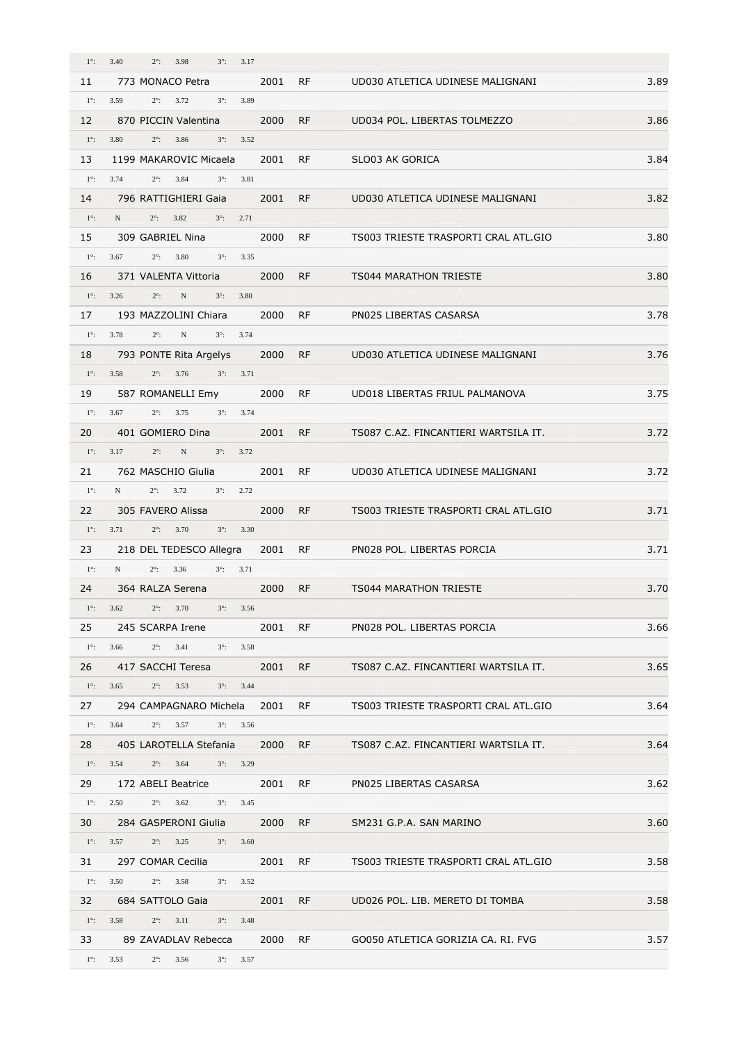| | | | | | |
|---|---|---|---|---|---|
| 1°: 3.40 2°: 3.98 3°: 3.17 | | | | | |
| 11 | 773 MONACO Petra | 2001 | RF | UD030 ATLETICA UDINESE MALIGNANI | 3.89 |
| 1°: 3.59 2°: 3.72 3°: 3.89 | | | | | |
| 12 | 870 PICCIN Valentina | 2000 | RF | UD034 POL. LIBERTAS TOLMEZZO | 3.86 |
| 1°: 3.80 2°: 3.86 3°: 3.52 | | | | | |
| 13 | 1199 MAKAROVIC Micaela | 2001 | RF | SLO03 AK GORICA | 3.84 |
| 1°: 3.74 2°: 3.84 3°: 3.81 | | | | | |
| 14 | 796 RATTIGHIERI Gaia | 2001 | RF | UD030 ATLETICA UDINESE MALIGNANI | 3.82 |
| 1°: N 2°: 3.82 3°: 2.71 | | | | | |
| 15 | 309 GABRIEL Nina | 2000 | RF | TS003 TRIESTE TRASPORTI CRAL ATL.GIO | 3.80 |
| 1°: 3.67 2°: 3.80 3°: 3.35 | | | | | |
| 16 | 371 VALENTA Vittoria | 2000 | RF | TS044 MARATHON TRIESTE | 3.80 |
| 1°: 3.26 2°: N 3°: 3.80 | | | | | |
| 17 | 193 MAZZOLINI Chiara | 2000 | RF | PN025 LIBERTAS CASARSA | 3.78 |
| 1°: 3.78 2°: N 3°: 3.74 | | | | | |
| 18 | 793 PONTE Rita Argelys | 2000 | RF | UD030 ATLETICA UDINESE MALIGNANI | 3.76 |
| 1°: 3.58 2°: 3.76 3°: 3.71 | | | | | |
| 19 | 587 ROMANELLI Emy | 2000 | RF | UD018 LIBERTAS FRIUL PALMANOVA | 3.75 |
| 1°: 3.67 2°: 3.75 3°: 3.74 | | | | | |
| 20 | 401 GOMIERO Dina | 2001 | RF | TS087 C.AZ. FINCANTIERI WARTSILA IT. | 3.72 |
| 1°: 3.17 2°: N 3°: 3.72 | | | | | |
| 21 | 762 MASCHIO Giulia | 2001 | RF | UD030 ATLETICA UDINESE MALIGNANI | 3.72 |
| 1°: N 2°: 3.72 3°: 2.72 | | | | | |
| 22 | 305 FAVERO Alissa | 2000 | RF | TS003 TRIESTE TRASPORTI CRAL ATL.GIO | 3.71 |
| 1°: 3.71 2°: 3.70 3°: 3.30 | | | | | |
| 23 | 218 DEL TEDESCO Allegra | 2001 | RF | PN028 POL. LIBERTAS PORCIA | 3.71 |
| 1°: N 2°: 3.36 3°: 3.71 | | | | | |
| 24 | 364 RALZA Serena | 2000 | RF | TS044 MARATHON TRIESTE | 3.70 |
| 1°: 3.62 2°: 3.70 3°: 3.56 | | | | | |
| 25 | 245 SCARPA Irene | 2001 | RF | PN028 POL. LIBERTAS PORCIA | 3.66 |
| 1°: 3.66 2°: 3.41 3°: 3.58 | | | | | |
| 26 | 417 SACCHI Teresa | 2001 | RF | TS087 C.AZ. FINCANTIERI WARTSILA IT. | 3.65 |
| 1°: 3.65 2°: 3.53 3°: 3.44 | | | | | |
| 27 | 294 CAMPAGNARO Michela | 2001 | RF | TS003 TRIESTE TRASPORTI CRAL ATL.GIO | 3.64 |
| 1°: 3.64 2°: 3.57 3°: 3.56 | | | | | |
| 28 | 405 LAROTELLA Stefania | 2000 | RF | TS087 C.AZ. FINCANTIERI WARTSILA IT. | 3.64 |
| 1°: 3.54 2°: 3.64 3°: 3.29 | | | | | |
| 29 | 172 ABELI Beatrice | 2001 | RF | PN025 LIBERTAS CASARSA | 3.62 |
| 1°: 2.50 2°: 3.62 3°: 3.45 | | | | | |
| 30 | 284 GASPERONI Giulia | 2000 | RF | SM231 G.P.A. SAN MARINO | 3.60 |
| 1°: 3.57 2°: 3.25 3°: 3.60 | | | | | |
| 31 | 297 COMAR Cecilia | 2001 | RF | TS003 TRIESTE TRASPORTI CRAL ATL.GIO | 3.58 |
| 1°: 3.50 2°: 3.58 3°: 3.52 | | | | | |
| 32 | 684 SATTOLO Gaia | 2001 | RF | UD026 POL. LIB. MERETO DI TOMBA | 3.58 |
| 1°: 3.58 2°: 3.11 3°: 3.48 | | | | | |
| 33 | 89 ZAVADLAV Rebecca | 2000 | RF | GO050 ATLETICA GORIZIA CA. RI. FVG | 3.57 |
| 1°: 3.53 2°: 3.56 3°: 3.57 | | | | | |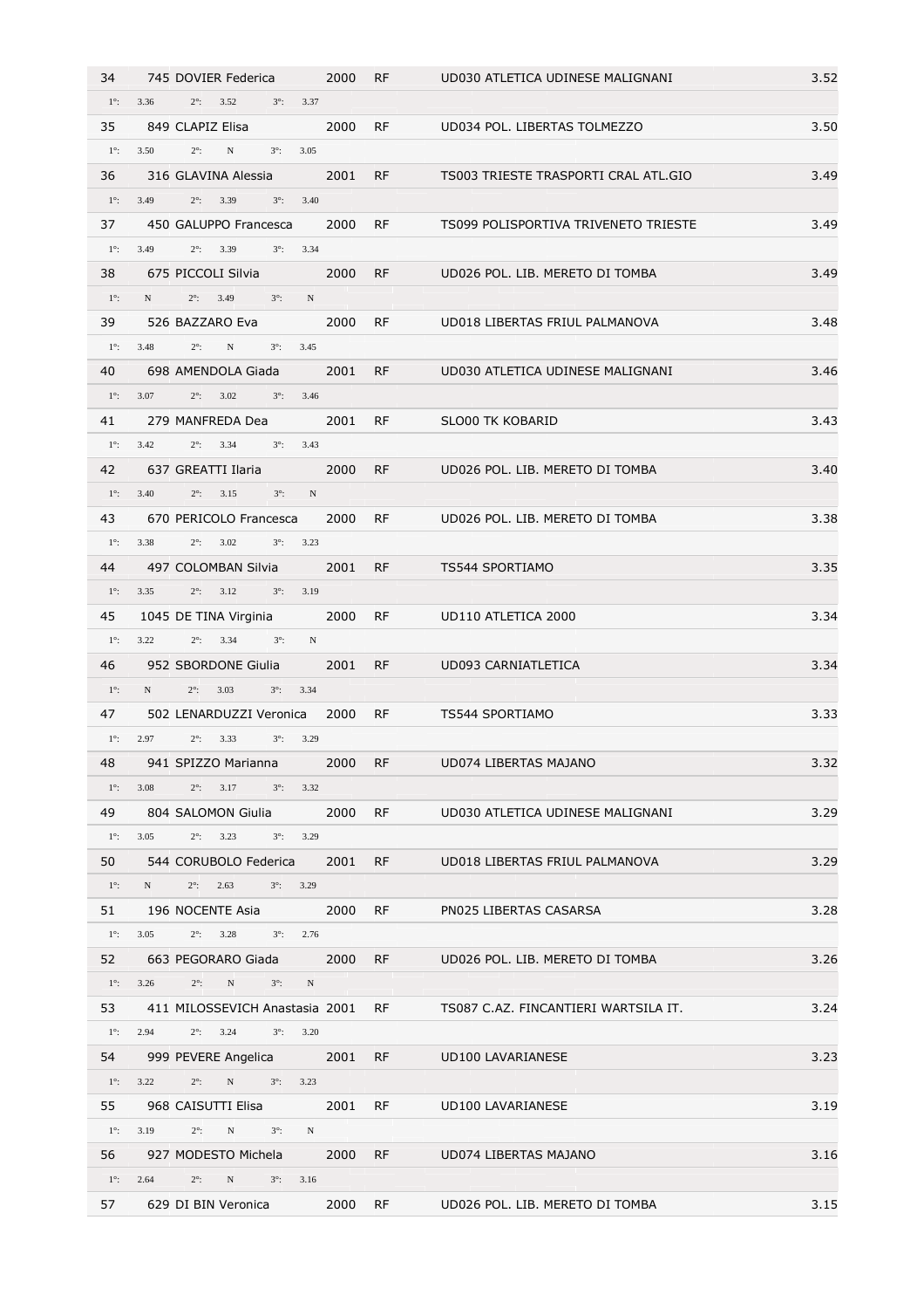| | | | | | |
|---|---|---|---|---|---|
| 34 | 745 DOVIER Federica | 2000 | RF | UD030 ATLETICA UDINESE MALIGNANI | 3.52 |
| 1°: 3.36 2°: 3.52 3°: 3.37 | | | | | |
| 35 | 849 CLAPIZ Elisa | 2000 | RF | UD034 POL. LIBERTAS TOLMEZZO | 3.50 |
| 1°: 3.50 2°: N 3°: 3.05 | | | | | |
| 36 | 316 GLAVINA Alessia | 2001 | RF | TS003 TRIESTE TRASPORTI CRAL ATL.GIO | 3.49 |
| 1°: 3.49 2°: 3.39 3°: 3.40 | | | | | |
| 37 | 450 GALUPPO Francesca | 2000 | RF | TS099 POLISPORTIVA TRIVENETO TRIESTE | 3.49 |
| 1°: 3.49 2°: 3.39 3°: 3.34 | | | | | |
| 38 | 675 PICCOLI Silvia | 2000 | RF | UD026 POL. LIB. MERETO DI TOMBA | 3.49 |
| 1°: N 2°: 3.49 3°: N | | | | | |
| 39 | 526 BAZZARO Eva | 2000 | RF | UD018 LIBERTAS FRIUL PALMANOVA | 3.48 |
| 1°: 3.48 2°: N 3°: 3.45 | | | | | |
| 40 | 698 AMENDOLA Giada | 2001 | RF | UD030 ATLETICA UDINESE MALIGNANI | 3.46 |
| 1°: 3.07 2°: 3.02 3°: 3.46 | | | | | |
| 41 | 279 MANFREDA Dea | 2001 | RF | SLO00 TK KOBARID | 3.43 |
| 1°: 3.42 2°: 3.34 3°: 3.43 | | | | | |
| 42 | 637 GREATTI Ilaria | 2000 | RF | UD026 POL. LIB. MERETO DI TOMBA | 3.40 |
| 1°: 3.40 2°: 3.15 3°: N | | | | | |
| 43 | 670 PERICOLO Francesca | 2000 | RF | UD026 POL. LIB. MERETO DI TOMBA | 3.38 |
| 1°: 3.38 2°: 3.02 3°: 3.23 | | | | | |
| 44 | 497 COLOMBAN Silvia | 2001 | RF | TS544 SPORTIAMO | 3.35 |
| 1°: 3.35 2°: 3.12 3°: 3.19 | | | | | |
| 45 | 1045 DE TINA Virginia | 2000 | RF | UD110 ATLETICA 2000 | 3.34 |
| 1°: 3.22 2°: 3.34 3°: N | | | | | |
| 46 | 952 SBORDONE Giulia | 2001 | RF | UD093 CARNIATLETICA | 3.34 |
| 1°: N 2°: 3.03 3°: 3.34 | | | | | |
| 47 | 502 LENARDUZZI Veronica | 2000 | RF | TS544 SPORTIAMO | 3.33 |
| 1°: 2.97 2°: 3.33 3°: 3.29 | | | | | |
| 48 | 941 SPIZZO Marianna | 2000 | RF | UD074 LIBERTAS MAJANO | 3.32 |
| 1°: 3.08 2°: 3.17 3°: 3.32 | | | | | |
| 49 | 804 SALOMON Giulia | 2000 | RF | UD030 ATLETICA UDINESE MALIGNANI | 3.29 |
| 1°: 3.05 2°: 3.23 3°: 3.29 | | | | | |
| 50 | 544 CORUBOLO Federica | 2001 | RF | UD018 LIBERTAS FRIUL PALMANOVA | 3.29 |
| 1°: N 2°: 2.63 3°: 3.29 | | | | | |
| 51 | 196 NOCENTE Asia | 2000 | RF | PN025 LIBERTAS CASARSA | 3.28 |
| 1°: 3.05 2°: 3.28 3°: 2.76 | | | | | |
| 52 | 663 PEGORARO Giada | 2000 | RF | UD026 POL. LIB. MERETO DI TOMBA | 3.26 |
| 1°: 3.26 2°: N 3°: N | | | | | |
| 53 | 411 MILOSSEVICH Anastasia | 2001 | RF | TS087 C.AZ. FINCANTIERI WARTSILA IT. | 3.24 |
| 1°: 2.94 2°: 3.24 3°: 3.20 | | | | | |
| 54 | 999 PEVERE Angelica | 2001 | RF | UD100 LAVARIANESE | 3.23 |
| 1°: 3.22 2°: N 3°: 3.23 | | | | | |
| 55 | 968 CAISUTTI Elisa | 2001 | RF | UD100 LAVARIANESE | 3.19 |
| 1°: 3.19 2°: N 3°: N | | | | | |
| 56 | 927 MODESTO Michela | 2000 | RF | UD074 LIBERTAS MAJANO | 3.16 |
| 1°: 2.64 2°: N 3°: 3.16 | | | | | |
| 57 | 629 DI BIN Veronica | 2000 | RF | UD026 POL. LIB. MERETO DI TOMBA | 3.15 |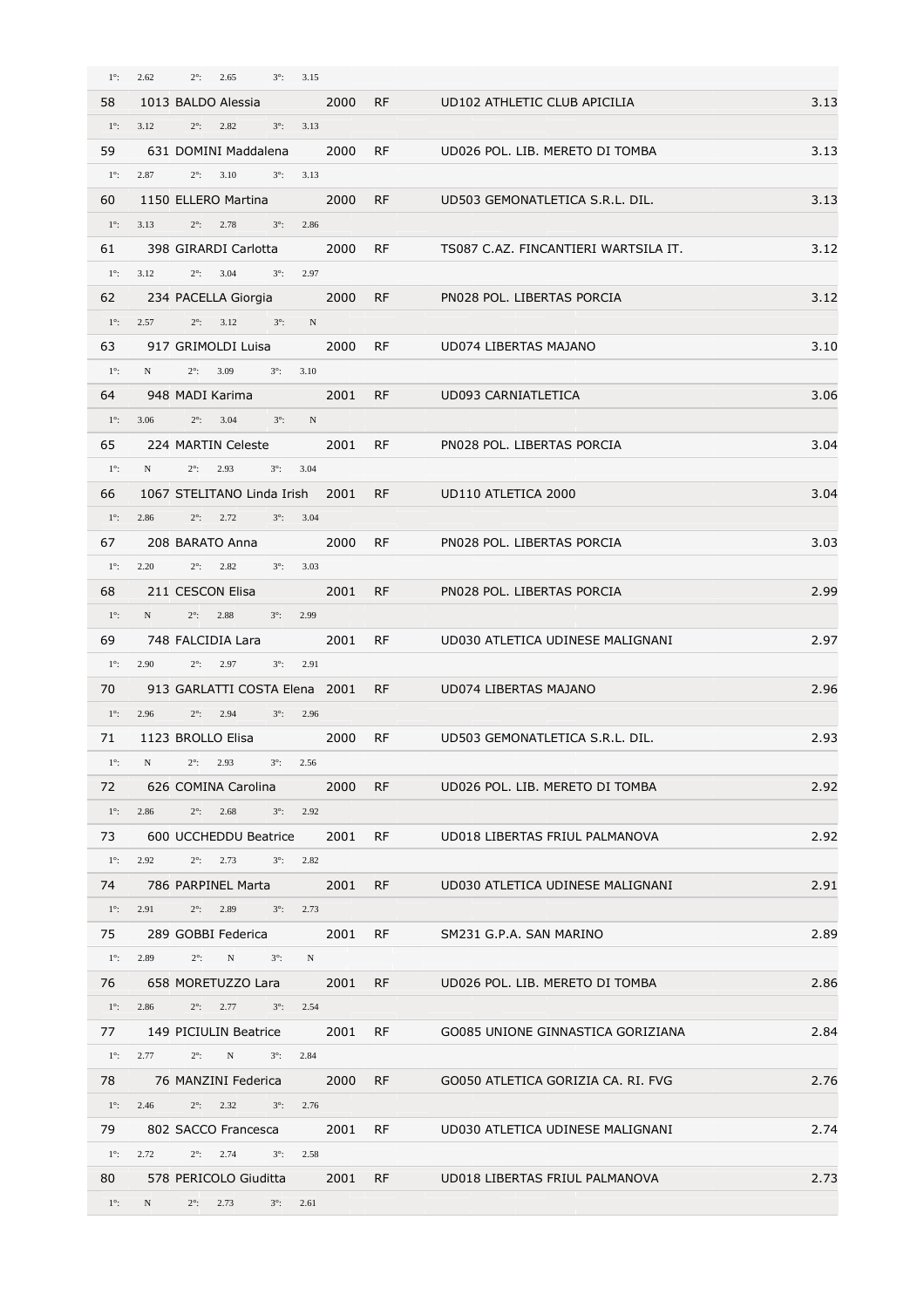| | | | | | | |
|---|---|---|---|---|---|---|
| 1°: 2.62 2°: 2.65 3°: 3.15 | | | | | | |
| 58 | 1013 | BALDO Alessia | 2000 | RF | UD102 ATHLETIC CLUB APICILIA | 3.13 |
| 1°: 3.12 2°: 2.82 3°: 3.13 | | | | | | |
| 59 | 631 | DOMINI Maddalena | 2000 | RF | UD026 POL. LIB. MERETO DI TOMBA | 3.13 |
| 1°: 2.87 2°: 3.10 3°: 3.13 | | | | | | |
| 60 | 1150 | ELLERO Martina | 2000 | RF | UD503 GEMONATLETICA S.R.L. DIL. | 3.13 |
| 1°: 3.13 2°: 2.78 3°: 2.86 | | | | | | |
| 61 | 398 | GIRARDI Carlotta | 2000 | RF | TS087 C.AZ. FINCANTIERI WARTSILA IT. | 3.12 |
| 1°: 3.12 2°: 3.04 3°: 2.97 | | | | | | |
| 62 | 234 | PACELLA Giorgia | 2000 | RF | PN028 POL. LIBERTAS PORCIA | 3.12 |
| 1°: 2.57 2°: 3.12 3°: N | | | | | | |
| 63 | 917 | GRIMOLDI Luisa | 2000 | RF | UD074 LIBERTAS MAJANO | 3.10 |
| 1°: N 2°: 3.09 3°: 3.10 | | | | | | |
| 64 | 948 | MADI Karima | 2001 | RF | UD093 CARNIATLETICA | 3.06 |
| 1°: 3.06 2°: 3.04 3°: N | | | | | | |
| 65 | 224 | MARTIN Celeste | 2001 | RF | PN028 POL. LIBERTAS PORCIA | 3.04 |
| 1°: N 2°: 2.93 3°: 3.04 | | | | | | |
| 66 | 1067 | STELITANO Linda Irish | 2001 | RF | UD110 ATLETICA 2000 | 3.04 |
| 1°: 2.86 2°: 2.72 3°: 3.04 | | | | | | |
| 67 | 208 | BARATO Anna | 2000 | RF | PN028 POL. LIBERTAS PORCIA | 3.03 |
| 1°: 2.20 2°: 2.82 3°: 3.03 | | | | | | |
| 68 | 211 | CESCON Elisa | 2001 | RF | PN028 POL. LIBERTAS PORCIA | 2.99 |
| 1°: N 2°: 2.88 3°: 2.99 | | | | | | |
| 69 | 748 | FALCIDIA Lara | 2001 | RF | UD030 ATLETICA UDINESE MALIGNANI | 2.97 |
| 1°: 2.90 2°: 2.97 3°: 2.91 | | | | | | |
| 70 | 913 | GARLATTI COSTA Elena | 2001 | RF | UD074 LIBERTAS MAJANO | 2.96 |
| 1°: 2.96 2°: 2.94 3°: 2.96 | | | | | | |
| 71 | 1123 | BROLLO Elisa | 2000 | RF | UD503 GEMONATLETICA S.R.L. DIL. | 2.93 |
| 1°: N 2°: 2.93 3°: 2.56 | | | | | | |
| 72 | 626 | COMINA Carolina | 2000 | RF | UD026 POL. LIB. MERETO DI TOMBA | 2.92 |
| 1°: 2.86 2°: 2.68 3°: 2.92 | | | | | | |
| 73 | 600 | UCCHEDDU Beatrice | 2001 | RF | UD018 LIBERTAS FRIUL PALMANOVA | 2.92 |
| 1°: 2.92 2°: 2.73 3°: 2.82 | | | | | | |
| 74 | 786 | PARPINEL Marta | 2001 | RF | UD030 ATLETICA UDINESE MALIGNANI | 2.91 |
| 1°: 2.91 2°: 2.89 3°: 2.73 | | | | | | |
| 75 | 289 | GOBBI Federica | 2001 | RF | SM231 G.P.A. SAN MARINO | 2.89 |
| 1°: 2.89 2°: N 3°: N | | | | | | |
| 76 | 658 | MORETUZZO Lara | 2001 | RF | UD026 POL. LIB. MERETO DI TOMBA | 2.86 |
| 1°: 2.86 2°: 2.77 3°: 2.54 | | | | | | |
| 77 | 149 | PICIULIN Beatrice | 2001 | RF | GO085 UNIONE GINNASTICA GORIZIANA | 2.84 |
| 1°: 2.77 2°: N 3°: 2.84 | | | | | | |
| 78 | 76 | MANZINI Federica | 2000 | RF | GO050 ATLETICA GORIZIA CA. RI. FVG | 2.76 |
| 1°: 2.46 2°: 2.32 3°: 2.76 | | | | | | |
| 79 | 802 | SACCO Francesca | 2001 | RF | UD030 ATLETICA UDINESE MALIGNANI | 2.74 |
| 1°: 2.72 2°: 2.74 3°: 2.58 | | | | | | |
| 80 | 578 | PERICOLO Giuditta | 2001 | RF | UD018 LIBERTAS FRIUL PALMANOVA | 2.73 |
| 1°: N 2°: 2.73 3°: 2.61 | | | | | | |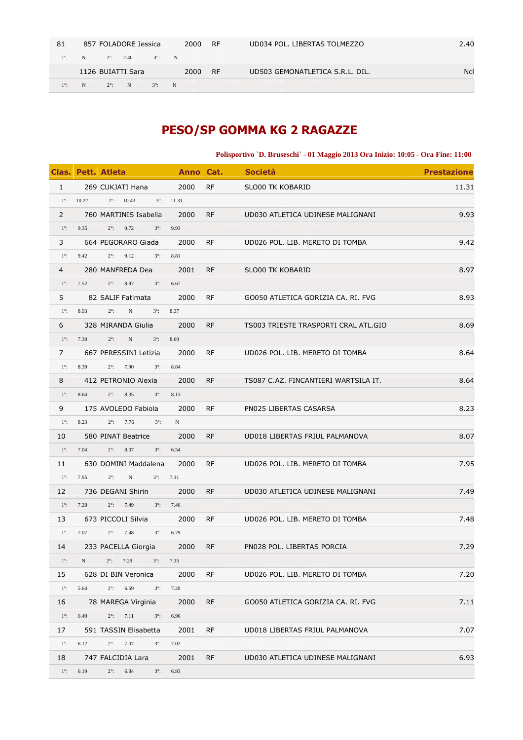| Clas. | Pett. | Atleta | Anno | Cat. | Società | Prestazione |
|---|---|---|---|---|---|---|
| 81 | 857 | FOLADORE Jessica | 2000 | RF | UD034 POL. LIBERTAS TOLMEZZO | 2.40 |
| 1°: N | 2°: 2.40 | 3°: N | | | | |
| | 1126 | BUIATTI Sara | 2000 | RF | UD503 GEMONATLETICA S.R.L. DIL. | Ncl |
| 1°: N | 2°: N | 3°: N | | | | |

## PESO/SP GOMMA KG 2 RAGAZZE

**Polisportivo `D. Bruseschi` - 01 Maggio 2013 Ora Inizio: 10:05 - Ora Fine: 11:00**

| Clas. | Pett. | Atleta | Anno | Cat. | Società | Prestazione |
|---|---|---|---|---|---|---|
| 1 | 269 | CUKJATI Hana | 2000 | RF | SLO00 TK KOBARID | 11.31 |
| 1°: 10.22 | 2°: 10.43 | 3°: 11.31 | | | | |
| 2 | 760 | MARTINIS Isabella | 2000 | RF | UD030 ATLETICA UDINESE MALIGNANI | 9.93 |
| 1°: 9.35 | 2°: 9.72 | 3°: 9.93 | | | | |
| 3 | 664 | PEGORARO Giada | 2000 | RF | UD026 POL. LIB. MERETO DI TOMBA | 9.42 |
| 1°: 9.42 | 2°: 9.12 | 3°: 8.81 | | | | |
| 4 | 280 | MANFREDA Dea | 2001 | RF | SLO00 TK KOBARID | 8.97 |
| 1°: 7.52 | 2°: 8.97 | 3°: 6.67 | | | | |
| 5 | 82 | SALIF Fatimata | 2000 | RF | GO050 ATLETICA GORIZIA CA. RI. FVG | 8.93 |
| 1°: 8.93 | 2°: N | 3°: 8.37 | | | | |
| 6 | 328 | MIRANDA Giulia | 2000 | RF | TS003 TRIESTE TRASPORTI CRAL ATL.GIO | 8.69 |
| 1°: 7.30 | 2°: N | 3°: 8.69 | | | | |
| 7 | 667 | PERESSINI Letizia | 2000 | RF | UD026 POL. LIB. MERETO DI TOMBA | 8.64 |
| 1°: 8.39 | 2°: 7.90 | 3°: 8.64 | | | | |
| 8 | 412 | PETRONIO Alexia | 2000 | RF | TS087 C.AZ. FINCANTIERI WARTSILA IT. | 8.64 |
| 1°: 8.64 | 2°: 8.35 | 3°: 8.13 | | | | |
| 9 | 175 | AVOLEDO Fabiola | 2000 | RF | PN025 LIBERTAS CASARSA | 8.23 |
| 1°: 8.23 | 2°: 7.76 | 3°: N | | | | |
| 10 | 580 | PINAT Beatrice | 2000 | RF | UD018 LIBERTAS FRIUL PALMANOVA | 8.07 |
| 1°: 7.04 | 2°: 8.07 | 3°: 6.54 | | | | |
| 11 | 630 | DOMINI Maddalena | 2000 | RF | UD026 POL. LIB. MERETO DI TOMBA | 7.95 |
| 1°: 7.95 | 2°: N | 3°: 7.11 | | | | |
| 12 | 736 | DEGANI Shirin | 2000 | RF | UD030 ATLETICA UDINESE MALIGNANI | 7.49 |
| 1°: 7.28 | 2°: 7.49 | 3°: 7.46 | | | | |
| 13 | 673 | PICCOLI Silvia | 2000 | RF | UD026 POL. LIB. MERETO DI TOMBA | 7.48 |
| 1°: 7.07 | 2°: 7.48 | 3°: 6.79 | | | | |
| 14 | 233 | PACELLA Giorgia | 2000 | RF | PN028 POL. LIBERTAS PORCIA | 7.29 |
| 1°: N | 2°: 7.29 | 3°: 7.15 | | | | |
| 15 | 628 | DI BIN Veronica | 2000 | RF | UD026 POL. LIB. MERETO DI TOMBA | 7.20 |
| 1°: 5.64 | 2°: 6.69 | 3°: 7.20 | | | | |
| 16 | 78 | MAREGA Virginia | 2000 | RF | GO050 ATLETICA GORIZIA CA. RI. FVG | 7.11 |
| 1°: 6.49 | 2°: 7.11 | 3°: 6.96 | | | | |
| 17 | 591 | TASSIN Elisabetta | 2001 | RF | UD018 LIBERTAS FRIUL PALMANOVA | 7.07 |
| 1°: 6.12 | 2°: 7.07 | 3°: 7.02 | | | | |
| 18 | 747 | FALCIDIA Lara | 2001 | RF | UD030 ATLETICA UDINESE MALIGNANI | 6.93 |
| 1°: 6.19 | 2°: 6.84 | 3°: 6.93 | | | | |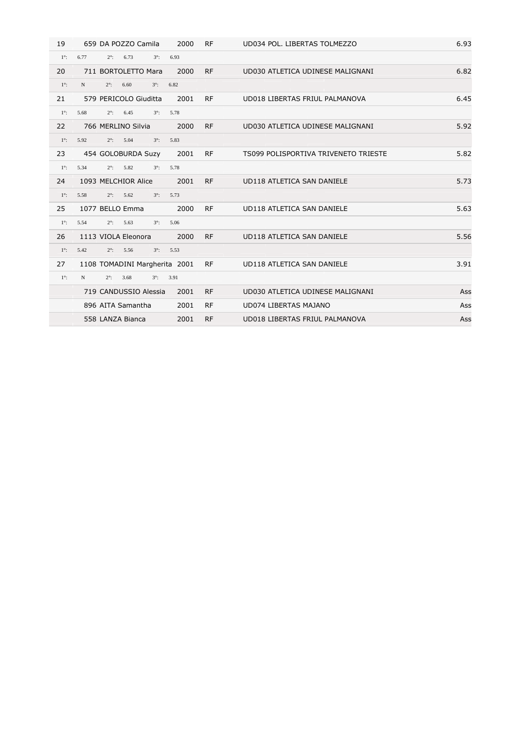| | | | | | | |
|---|---|---|---|---|---|---|
| 19 | 659 | DA POZZO Camila | 2000 | RF | UD034 POL. LIBERTAS TOLMEZZO | 6.93 |
| 1°: 6.77 | 2°: 6.73 | 3°: 6.93 | | | | |
| 20 | 711 | BORTOLETTO Mara | 2000 | RF | UD030 ATLETICA UDINESE MALIGNANI | 6.82 |
| 1°: N | 2°: 6.60 | 3°: 6.82 | | | | |
| 21 | 579 | PERICOLO Giuditta | 2001 | RF | UD018 LIBERTAS FRIUL PALMANOVA | 6.45 |
| 1°: 5.68 | 2°: 6.45 | 3°: 5.78 | | | | |
| 22 | 766 | MERLINO Silvia | 2000 | RF | UD030 ATLETICA UDINESE MALIGNANI | 5.92 |
| 1°: 5.92 | 2°: 5.04 | 3°: 5.83 | | | | |
| 23 | 454 | GOLOBURDA Suzy | 2001 | RF | TS099 POLISPORTIVA TRIVENETO TRIESTE | 5.82 |
| 1°: 5.34 | 2°: 5.82 | 3°: 5.78 | | | | |
| 24 | 1093 | MELCHIOR Alice | 2001 | RF | UD118 ATLETICA SAN DANIELE | 5.73 |
| 1°: 5.58 | 2°: 5.62 | 3°: 5.73 | | | | |
| 25 | 1077 | BELLO Emma | 2000 | RF | UD118 ATLETICA SAN DANIELE | 5.63 |
| 1°: 5.54 | 2°: 5.63 | 3°: 5.06 | | | | |
| 26 | 1113 | VIOLA Eleonora | 2000 | RF | UD118 ATLETICA SAN DANIELE | 5.56 |
| 1°: 5.42 | 2°: 5.56 | 3°: 5.53 | | | | |
| 27 | 1108 | TOMADINI Margherita | 2001 | RF | UD118 ATLETICA SAN DANIELE | 3.91 |
| 1°: N | 2°: 3.68 | 3°: 3.91 | | | | |
| | 719 | CANDUSSIO Alessia | 2001 | RF | UD030 ATLETICA UDINESE MALIGNANI | Ass |
| | 896 | AITA Samantha | 2001 | RF | UD074 LIBERTAS MAJANO | Ass |
| | 558 | LANZA Bianca | 2001 | RF | UD018 LIBERTAS FRIUL PALMANOVA | Ass |